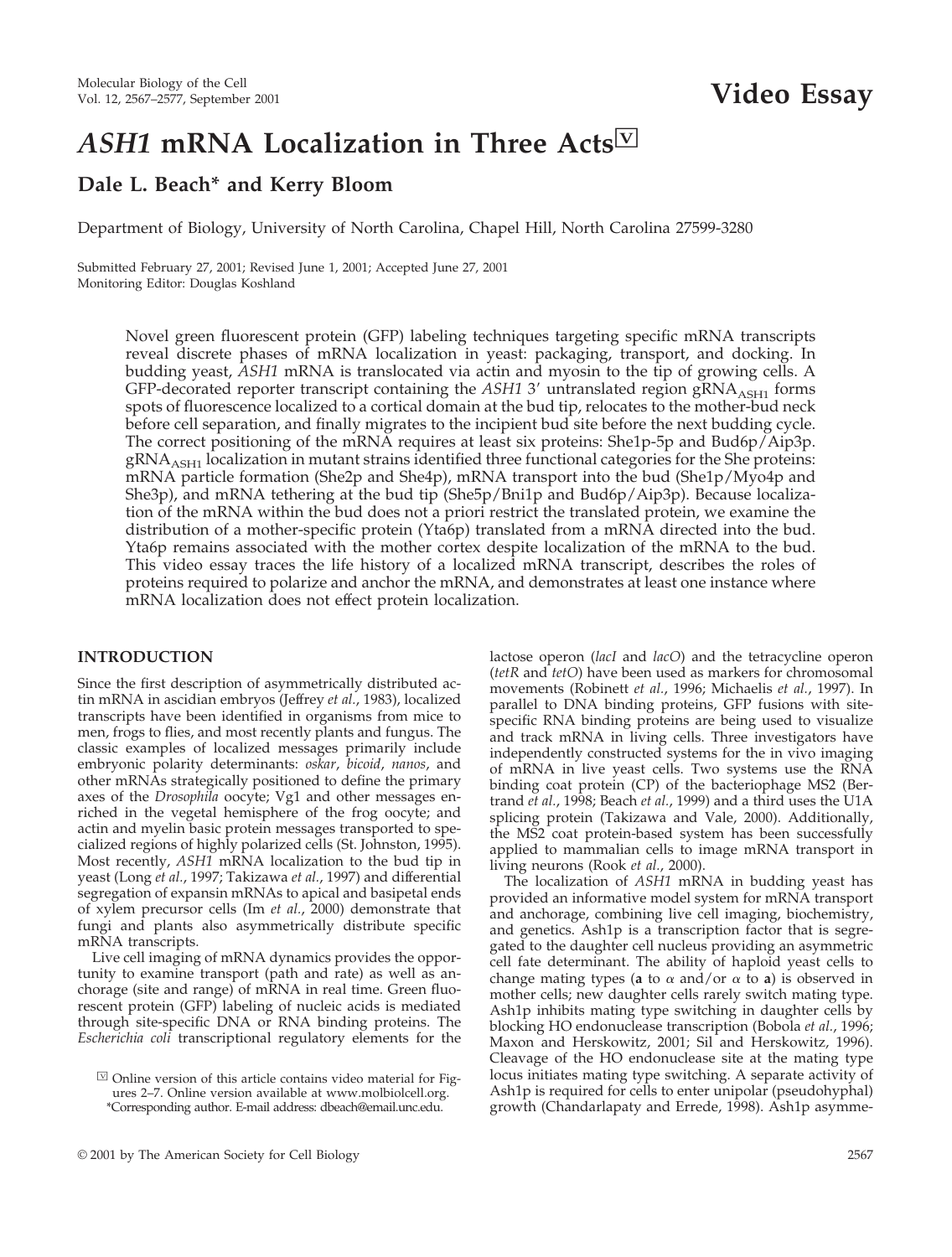Video Essay

# *ASH1* mRNA Localization in Three Acts

**Dale L. Beach* and Kerry Bloom**

Department of Biology, University of North Carolina, Chapel Hill, North Carolina 27599-3280

Submitted February 27, 2001; Revised June 1, 2001; Accepted June 27, 2001
Monitoring Editor: Douglas Koshland

Novel green fluorescent protein (GFP) labeling techniques targeting specific mRNA transcripts reveal discrete phases of mRNA localization in yeast: packaging, transport, and docking. In budding yeast, *ASH1* mRNA is translocated via actin and myosin to the tip of growing cells. A GFP-decorated reporter transcript containing the *ASH1* 3′ untranslated region $gRNA_{ASH1}$ forms spots of fluorescence localized to a cortical domain at the bud tip, relocates to the mother-bud neck before cell separation, and finally migrates to the incipient bud site before the next budding cycle. The correct positioning of the mRNA requires at least six proteins: She1p-5p and Bud6p/Aip3p. $gRNA_{ASH1}$ localization in mutant strains identified three functional categories for the She proteins: mRNA particle formation (She2p and She4p), mRNA transport into the bud (She1p/Myo4p and She3p), and mRNA tethering at the bud tip (She5p/Bni1p and Bud6p/Aip3p). Because localization of the mRNA within the bud does not a priori restrict the translated protein, we examine the distribution of a mother-specific protein (Yta6p) translated from a mRNA directed into the bud. Yta6p remains associated with the mother cortex despite localization of the mRNA to the bud. This video essay traces the life history of a localized mRNA transcript, describes the roles of proteins required to polarize and anchor the mRNA, and demonstrates at least one instance where mRNA localization does not effect protein localization.

## INTRODUCTION

Since the first description of asymmetrically distributed actin mRNA in ascidian embryos (Jeffrey *et al.*, 1983), localized transcripts have been identified in organisms from mice to men, frogs to flies, and most recently plants and fungus. The classic examples of localized messages primarily include embryonic polarity determinants: *oskar*, *bicoid*, *nanos*, and other mRNAs strategically positioned to define the primary axes of the *Drosophila* oocyte; Vg1 and other messages enriched in the vegetal hemisphere of the frog oocyte; and actin and myelin basic protein messages transported to specialized regions of highly polarized cells (St. Johnston, 1995). Most recently, *ASH1* mRNA localization to the bud tip in yeast (Long *et al.*, 1997; Takizawa *et al.*, 1997) and differential segregation of expansin mRNAs to apical and basipetal ends of xylem precursor cells (Im *et al.*, 2000) demonstrate that fungi and plants also asymmetrically distribute specific mRNA transcripts.

Live cell imaging of mRNA dynamics provides the opportunity to examine transport (path and rate) as well as anchorage (site and range) of mRNA in real time. Green fluorescent protein (GFP) labeling of nucleic acids is mediated through site-specific DNA or RNA binding proteins. The *Escherichia coli* transcriptional regulatory elements for the lactose operon (*lacI* and *lacO*) and the tetracycline operon (*tetR* and *tetO*) have been used as markers for chromosomal movements (Robinett *et al.*, 1996; Michaelis *et al.*, 1997). In parallel to DNA binding proteins, GFP fusions with site-specific RNA binding proteins are being used to visualize and track mRNA in living cells. Three investigators have independently constructed systems for the in vivo imaging of mRNA in live yeast cells. Two systems use the RNA binding coat protein (CP) of the bacteriophage MS2 (Bertrand *et al.*, 1998; Beach *et al.*, 1999) and a third uses the U1A splicing protein (Takizawa and Vale, 2000). Additionally, the MS2 coat protein-based system has been successfully applied to mammalian cells to image mRNA transport in living neurons (Rook *et al.*, 2000).

The localization of *ASH1* mRNA in budding yeast has provided an informative model system for mRNA transport and anchorage, combining live cell imaging, biochemistry, and genetics. Ash1p is a transcription factor that is segregated to the daughter cell nucleus providing an asymmetric cell fate determinant. The ability of haploid yeast cells to change mating types (**a** to α and/or α to **a**) is observed in mother cells; new daughter cells rarely switch mating type. Ash1p inhibits mating type switching in daughter cells by blocking HO endonuclease transcription (Bobola *et al.*, 1996; Maxon and Herskowitz, 2001; Sil and Herskowitz, 1996). Cleavage of the HO endonuclease site at the mating type locus initiates mating type switching. A separate activity of Ash1p is required for cells to enter unipolar (pseudohyphal) growth (Chandarlapaty and Errede, 1998). Ash1p asymme-

Online version of this article contains video material for Figures 2–7. Online version available at www.molbiolcell.org.
*Corresponding author. E-mail address: dbeach@email.unc.edu.

© 2001 by The American Society for Cell Biology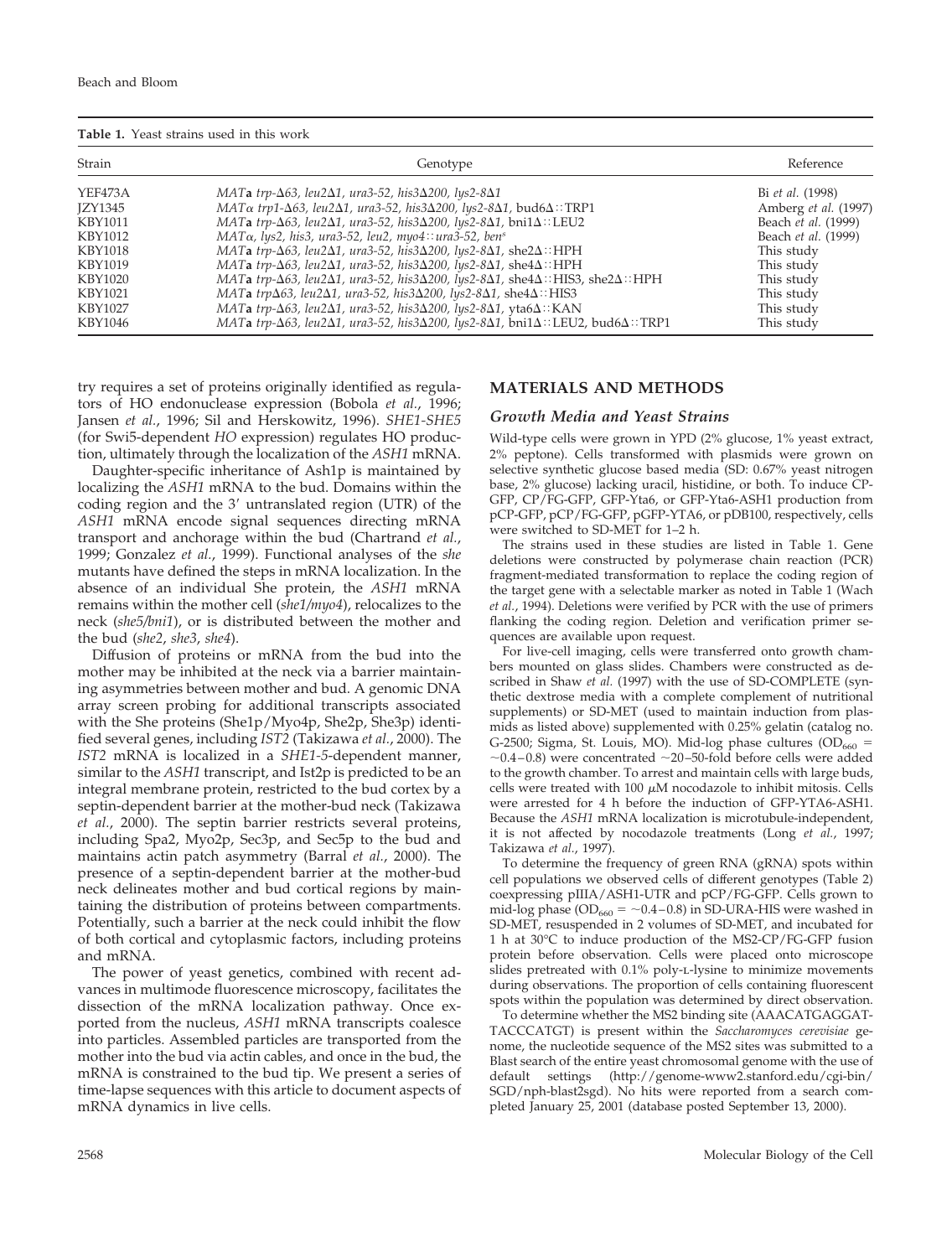**Table 1.** Yeast strains used in this work

| Strain | Genotype | Reference |
|---|---|---|
| YEF473A | *MAT***a** *trp-Δ63, leu2Δ1, ura3-52, his3Δ200, lys2-8Δ1* | Bi *et al.* (1998) |
| JZY1345 | *MATα trp1-Δ63, leu2Δ1, ura3-52, his3Δ200, lys2-8Δ1,* bud6Δ::TRP1 | Amberg *et al.* (1997) |
| KBY1011 | *MAT***a** *trp-Δ63, leu2Δ1, ura3-52, his3Δ200, lys2-8Δ1,* bni1Δ::LEU2 | Beach *et al.* (1999) |
| KBY1012 | *MATα, lys2, his3, ura3-52, leu2, myo4::ura3-52, ben$^s$* | Beach *et al.* (1999) |
| KBY1018 | *MAT***a** *trp-Δ63, leu2Δ1, ura3-52, his3Δ200, lys2-8Δ1,* she2Δ::HPH | This study |
| KBY1019 | *MAT***a** *trp-Δ63, leu2Δ1, ura3-52, his3Δ200, lys2-8Δ1,* she4Δ::HPH | This study |
| KBY1020 | *MAT***a** *trp-Δ63, leu2Δ1, ura3-52, his3Δ200, lys2-8Δ1,* she4Δ::HIS3, she2Δ::HPH | This study |
| KBY1021 | *MAT***a** *trpΔ63, leu2Δ1, ura3-52, his3Δ200, lys2-8Δ1,* she4Δ::HIS3 | This study |
| KBY1027 | *MAT***a** *trp-Δ63, leu2Δ1, ura3-52, his3Δ200, lys2-8Δ1,* yta6Δ::KAN | This study |
| KBY1046 | *MAT***a** *trp-Δ63, leu2Δ1, ura3-52, his3Δ200, lys2-8Δ1,* bni1Δ::LEU2, bud6Δ::TRP1 | This study |

try requires a set of proteins originally identified as regulators of HO endonuclease expression (Bobola *et al.*, 1996; Jansen *et al.*, 1996; Sil and Herskowitz, 1996). *SHE1-SHE5* (for Swi5-dependent *HO* expression) regulates HO production, ultimately through the localization of the *ASH1* mRNA.

Daughter-specific inheritance of Ash1p is maintained by localizing the *ASH1* mRNA to the bud. Domains within the coding region and the 3′ untranslated region (UTR) of the *ASH1* mRNA encode signal sequences directing mRNA transport and anchorage within the bud (Chartrand *et al.*, 1999; Gonzalez *et al.*, 1999). Functional analyses of the *she* mutants have defined the steps in mRNA localization. In the absence of an individual She protein, the *ASH1* mRNA remains within the mother cell (*she1/myo4*), relocalizes to the neck (*she5/bni1*), or is distributed between the mother and the bud (*she2*, *she3*, *she4*).

Diffusion of proteins or mRNA from the bud into the mother may be inhibited at the neck via a barrier maintaining asymmetries between mother and bud. A genomic DNA array screen probing for additional transcripts associated with the She proteins (She1p/Myo4p, She2p, She3p) identified several genes, including *IST2* (Takizawa *et al.*, 2000). The *IST2* mRNA is localized in a *SHE1-5*-dependent manner, similar to the *ASH1* transcript, and Ist2p is predicted to be an integral membrane protein, restricted to the bud cortex by a septin-dependent barrier at the mother-bud neck (Takizawa *et al.*, 2000). The septin barrier restricts several proteins, including Spa2, Myo2p, Sec3p, and Sec5p to the bud and maintains actin patch asymmetry (Barral *et al.*, 2000). The presence of a septin-dependent barrier at the mother-bud neck delineates mother and bud cortical regions by maintaining the distribution of proteins between compartments. Potentially, such a barrier at the neck could inhibit the flow of both cortical and cytoplasmic factors, including proteins and mRNA.

The power of yeast genetics, combined with recent advances in multimode fluorescence microscopy, facilitates the dissection of the mRNA localization pathway. Once exported from the nucleus, *ASH1* mRNA transcripts coalesce into particles. Assembled particles are transported from the mother into the bud via actin cables, and once in the bud, the mRNA is constrained to the bud tip. We present a series of time-lapse sequences with this article to document aspects of mRNA dynamics in live cells.

## MATERIALS AND METHODS

### Growth Media and Yeast Strains

Wild-type cells were grown in YPD (2% glucose, 1% yeast extract, 2% peptone). Cells transformed with plasmids were grown on selective synthetic glucose based media (SD: 0.67% yeast nitrogen base, 2% glucose) lacking uracil, histidine, or both. To induce CP-GFP, CP/FG-GFP, GFP-Yta6, or GFP-Yta6-ASH1 production from pCP-GFP, pCP/FG-GFP, pGFP-YTA6, or pDB100, respectively, cells were switched to SD-MET for 1–2 h.

The strains used in these studies are listed in Table 1. Gene deletions were constructed by polymerase chain reaction (PCR) fragment-mediated transformation to replace the coding region of the target gene with a selectable marker as noted in Table 1 (Wach *et al.*, 1994). Deletions were verified by PCR with the use of primers flanking the coding region. Deletion and verification primer sequences are available upon request.

For live-cell imaging, cells were transferred onto growth chambers mounted on glass slides. Chambers were constructed as described in Shaw *et al.* (1997) with the use of SD-COMPLETE (synthetic dextrose media with a complete complement of nutritional supplements) or SD-MET (used to maintain induction from plasmids as listed above) supplemented with 0.25% gelatin (catalog no. G-2500; Sigma, St. Louis, MO). Mid-log phase cultures ($OD_{660}$ = ~0.4–0.8) were concentrated ~20–50-fold before cells were added to the growth chamber. To arrest and maintain cells with large buds, cells were treated with 100 μM nocodazole to inhibit mitosis. Cells were arrested for 4 h before the induction of GFP-YTA6-ASH1. Because the *ASH1* mRNA localization is microtubule-independent, it is not affected by nocodazole treatments (Long *et al.*, 1997; Takizawa *et al.*, 1997).

To determine the frequency of green RNA (gRNA) spots within cell populations we observed cells of different genotypes (Table 2) coexpressing pIIIA/ASH1-UTR and pCP/FG-GFP. Cells grown to mid-log phase ($OD_{660}$ = ~0.4–0.8) in SD-URA-HIS were washed in SD-MET, resuspended in 2 volumes of SD-MET, and incubated for 1 h at 30°C to induce production of the MS2-CP/FG-GFP fusion protein before observation. Cells were placed onto microscope slides pretreated with 0.1% poly-L-lysine to minimize movements during observations. The proportion of cells containing fluorescent spots within the population was determined by direct observation.

To determine whether the MS2 binding site (AAACATGAGGATTACCCATGT) is present within the *Saccharomyces cerevisiae* genome, the nucleotide sequence of the MS2 sites was submitted to a Blast search of the entire yeast chromosomal genome with the use of default settings (http://genome-www2.stanford.edu/cgi-bin/SGD/nph-blast2sgd). No hits were reported from a search completed January 25, 2001 (database posted September 13, 2000).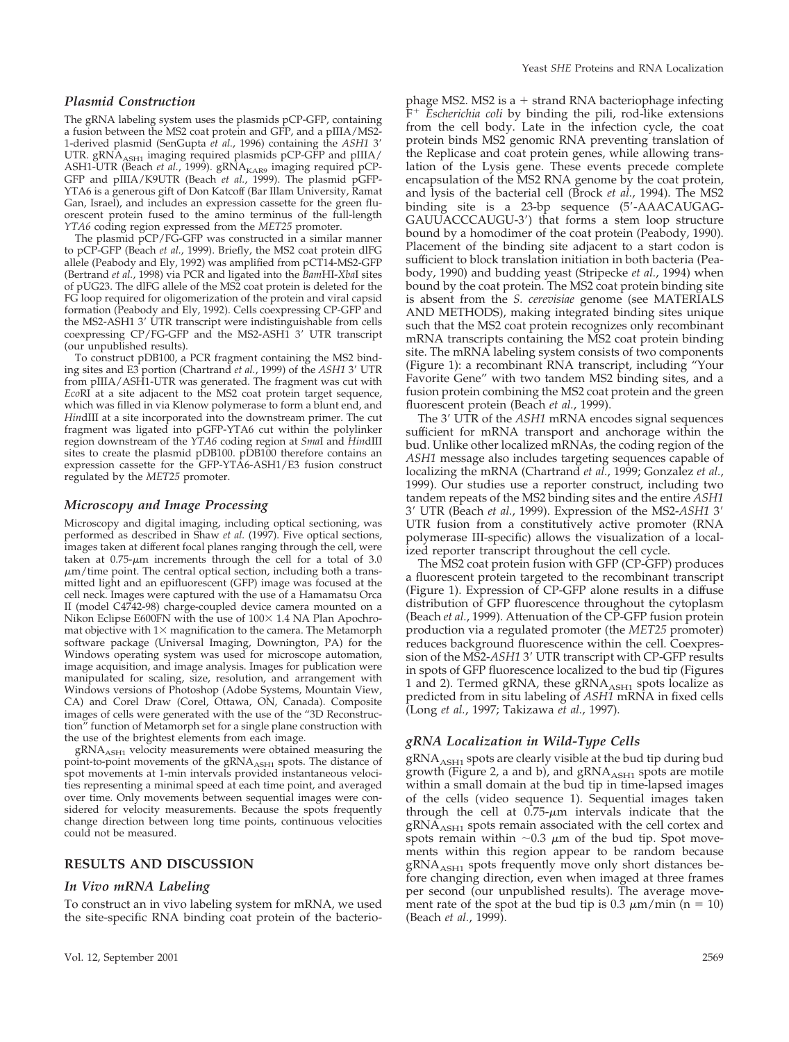### *Plasmid Construction*

The gRNA labeling system uses the plasmids pCP-GFP, containing a fusion between the MS2 coat protein and GFP, and a pIIIA/MS2-1-derived plasmid (SenGupta *et al.*, 1996) containing the *ASH1* 3′ UTR. $gRNA_{ASH1}$ imaging required plasmids pCP-GFP and pIIIA/ASH1-UTR (Beach *et al.*, 1999). $gRNA_{KAR9}$ imaging required pCP-GFP and pIIIA/K9UTR (Beach *et al.*, 1999). The plasmid pGFP-YTA6 is a generous gift of Don Katcoff (Bar Illam University, Ramat Gan, Israel), and includes an expression cassette for the green fluorescent protein fused to the amino terminus of the full-length *YTA6* coding region expressed from the *MET25* promoter.

The plasmid pCP/FG-GFP was constructed in a similar manner to pCP-GFP (Beach *et al.*, 1999). Briefly, the MS2 coat protein dlFG allele (Peabody and Ely, 1992) was amplified from pCT14-MS2-GFP (Bertrand *et al.*, 1998) via PCR and ligated into the *Bam*HI-*Xba*I sites of pUG23. The dlFG allele of the MS2 coat protein is deleted for the FG loop required for oligomerization of the protein and viral capsid formation (Peabody and Ely, 1992). Cells coexpressing CP-GFP and the MS2-ASH1 3′ UTR transcript were indistinguishable from cells coexpressing CP/FG-GFP and the MS2-ASH1 3′ UTR transcript (our unpublished results).

To construct pDB100, a PCR fragment containing the MS2 binding sites and E3 portion (Chartrand *et al.*, 1999) of the *ASH1* 3′ UTR from pIIIA/ASH1-UTR was generated. The fragment was cut with *Eco*RI at a site adjacent to the MS2 coat protein target sequence, which was filled in via Klenow polymerase to form a blunt end, and *Hin*dIII at a site incorporated into the downstream primer. The cut fragment was ligated into pGFP-YTA6 cut within the polylinker region downstream of the *YTA6* coding region at *Sma*I and *Hin*dIII sites to create the plasmid pDB100. pDB100 therefore contains an expression cassette for the GFP-YTA6-ASH1/E3 fusion construct regulated by the *MET25* promoter.

### *Microscopy and Image Processing*

Microscopy and digital imaging, including optical sectioning, was performed as described in Shaw *et al.* (1997). Five optical sections, images taken at different focal planes ranging through the cell, were taken at 0.75-$\mu$m increments through the cell for a total of 3.0 $\mu$m/time point. The central optical section, including both a transmitted light and an epifluorescent (GFP) image was focused at the cell neck. Images were captured with the use of a Hamamatsu Orca II (model C4742-98) charge-coupled device camera mounted on a Nikon Eclipse E600FN with the use of 100× 1.4 NA Plan Apochromat objective with 1× magnification to the camera. The Metamorph software package (Universal Imaging, Downington, PA) for the Windows operating system was used for microscope automation, image acquisition, and image analysis. Images for publication were manipulated for scaling, size, resolution, and arrangement with Windows versions of Photoshop (Adobe Systems, Mountain View, CA) and Corel Draw (Corel, Ottawa, ON, Canada). Composite images of cells were generated with the use of the "3D Reconstruction" function of Metamorph set for a single plane construction with the use of the brightest elements from each image.

$gRNA_{ASH1}$ velocity measurements were obtained measuring the point-to-point movements of the $gRNA_{ASH1}$ spots. The distance of spot movements at 1-min intervals provided instantaneous velocities representing a minimal speed at each time point, and averaged over time. Only movements between sequential images were considered for velocity measurements. Because the spots frequently change direction between long time points, continuous velocities could not be measured.

## RESULTS AND DISCUSSION

### *In Vivo mRNA Labeling*

To construct an in vivo labeling system for mRNA, we used the site-specific RNA binding coat protein of the bacteriophage MS2. MS2 is a + strand RNA bacteriophage infecting $F^+$ *Escherichia coli* by binding the pili, rod-like extensions from the cell body. Late in the infection cycle, the coat protein binds MS2 genomic RNA preventing translation of the Replicase and coat protein genes, while allowing translation of the Lysis gene. These events precede complete encapsulation of the MS2 RNA genome by the coat protein, and lysis of the bacterial cell (Brock *et al.*, 1994). The MS2 binding site is a 23-bp sequence (5′-AAACAUGAG-GAUUACCCAUGU-3′) that forms a stem loop structure bound by a homodimer of the coat protein (Peabody, 1990). Placement of the binding site adjacent to a start codon is sufficient to block translation initiation in both bacteria (Peabody, 1990) and budding yeast (Stripecke *et al.*, 1994) when bound by the coat protein. The MS2 coat protein binding site is absent from the *S. cerevisiae* genome (see MATERIALS AND METHODS), making integrated binding sites unique such that the MS2 coat protein recognizes only recombinant mRNA transcripts containing the MS2 coat protein binding site. The mRNA labeling system consists of two components (Figure 1): a recombinant RNA transcript, including "Your Favorite Gene" with two tandem MS2 binding sites, and a fusion protein combining the MS2 coat protein and the green fluorescent protein (Beach *et al.*, 1999).

The 3′ UTR of the *ASH1* mRNA encodes signal sequences sufficient for mRNA transport and anchorage within the bud. Unlike other localized mRNAs, the coding region of the *ASH1* message also includes targeting sequences capable of localizing the mRNA (Chartrand *et al.*, 1999; Gonzalez *et al.*, 1999). Our studies use a reporter construct, including two tandem repeats of the MS2 binding sites and the entire *ASH1* 3′ UTR (Beach *et al.*, 1999). Expression of the MS2-*ASH1* 3′ UTR fusion from a constitutively active promoter (RNA polymerase III-specific) allows the visualization of a localized reporter transcript throughout the cell cycle.

The MS2 coat protein fusion with GFP (CP-GFP) produces a fluorescent protein targeted to the recombinant transcript (Figure 1). Expression of CP-GFP alone results in a diffuse distribution of GFP fluorescence throughout the cytoplasm (Beach *et al.*, 1999). Attenuation of the CP-GFP fusion protein production via a regulated promoter (the *MET25* promoter) reduces background fluorescence within the cell. Coexpression of the MS2-*ASH1* 3′ UTR transcript with CP-GFP results in spots of GFP fluorescence localized to the bud tip (Figures 1 and 2). Termed gRNA, these $gRNA_{ASH1}$ spots localize as predicted from in situ labeling of *ASH1* mRNA in fixed cells (Long *et al.*, 1997; Takizawa *et al.*, 1997).

### *gRNA Localization in Wild-Type Cells*

$gRNA_{ASH1}$ spots are clearly visible at the bud tip during bud growth (Figure 2, a and b), and $gRNA_{ASH1}$ spots are motile within a small domain at the bud tip in time-lapsed images of the cells (video sequence 1). Sequential images taken through the cell at 0.75-$\mu$m intervals indicate that the $gRNA_{ASH1}$ spots remain associated with the cell cortex and spots remain within ~0.3 $\mu$m of the bud tip. Spot movements within this region appear to be random because $gRNA_{ASH1}$ spots frequently move only short distances before changing direction, even when imaged at three frames per second (our unpublished results). The average movement rate of the spot at the bud tip is 0.3 $\mu$m/min (n = 10) (Beach *et al.*, 1999).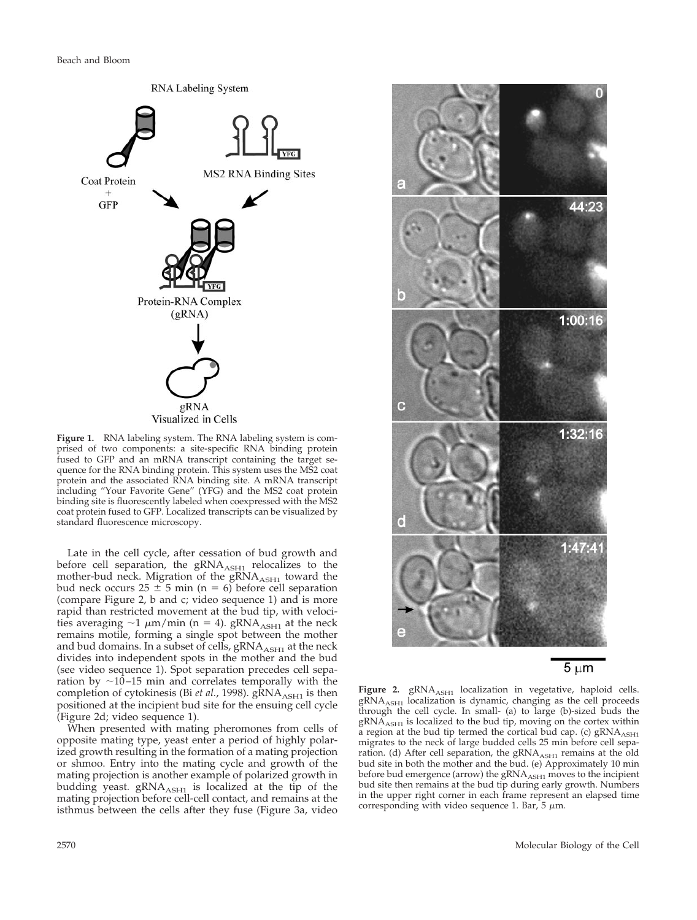**Figure 1.** RNA labeling system. The RNA labeling system is comprised of two components: a site-specific RNA binding protein fused to GFP and an mRNA transcript containing the target sequence for the RNA binding protein. This system uses the MS2 coat protein and the associated RNA binding site. A mRNA transcript including "Your Favorite Gene" (YFG) and the MS2 coat protein binding site is fluorescently labeled when coexpressed with the MS2 coat protein fused to GFP. Localized transcripts can be visualized by standard fluorescence microscopy.

Late in the cell cycle, after cessation of bud growth and before cell separation, the $gRNA_{ASH1}$ relocalizes to the mother-bud neck. Migration of the $gRNA_{ASH1}$ toward the bud neck occurs 25 ± 5 min (n = 6) before cell separation (compare Figure 2, b and c; video sequence 1) and is more rapid than restricted movement at the bud tip, with velocities averaging ~1 μm/min (n = 4). $gRNA_{ASH1}$ at the neck remains motile, forming a single spot between the mother and bud domains. In a subset of cells, $gRNA_{ASH1}$ at the neck divides into independent spots in the mother and the bud (see video sequence 1). Spot separation precedes cell separation by ~10–15 min and correlates temporally with the completion of cytokinesis (Bi *et al.*, 1998). $gRNA_{ASH1}$ is then positioned at the incipient bud site for the ensuing cell cycle (Figure 2d; video sequence 1).

When presented with mating pheromones from cells of opposite mating type, yeast enter a period of highly polarized growth resulting in the formation of a mating projection or shmoo. Entry into the mating cycle and growth of the mating projection is another example of polarized growth in budding yeast. $gRNA_{ASH1}$ is localized at the tip of the mating projection before cell-cell contact, and remains at the isthmus between the cells after they fuse (Figure 3a, video

**Figure 2.** $gRNA_{ASH1}$ localization in vegetative, haploid cells. $gRNA_{ASH1}$ localization is dynamic, changing as the cell proceeds through the cell cycle. In small- (a) to large (b)-sized buds the $gRNA_{ASH1}$ is localized to the bud tip, moving on the cortex within a region at the bud tip termed the cortical bud cap. (c) $gRNA_{ASH1}$ migrates to the neck of large budded cells 25 min before cell separation. (d) After cell separation, the $gRNA_{ASH1}$ remains at the old bud site in both the mother and the bud. (e) Approximately 10 min before bud emergence (arrow) the $gRNA_{ASH1}$ moves to the incipient bud site then remains at the bud tip during early growth. Numbers in the upper right corner in each frame represent an elapsed time corresponding with video sequence 1. Bar, 5 μm.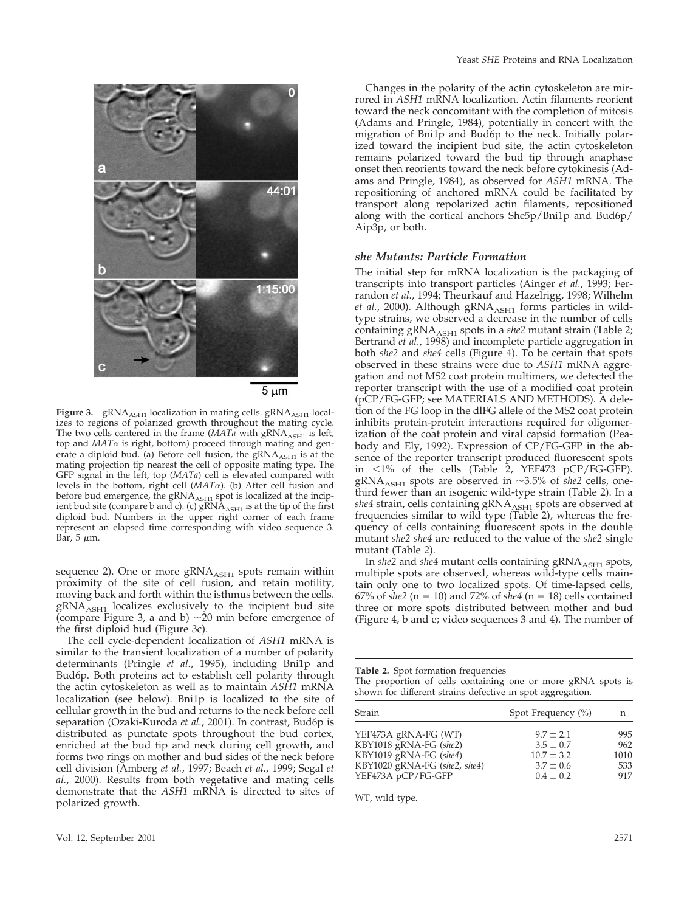**Figure 3.** $gRNA_{ASH1}$ localization in mating cells. $gRNA_{ASH1}$ localizes to regions of polarized growth throughout the mating cycle. The two cells centered in the frame (*MATa* with $gRNA_{ASH1}$ is left, top and *MAT*α is right, bottom) proceed through mating and generate a diploid bud. (a) Before cell fusion, the $gRNA_{ASH1}$ is at the mating projection tip nearest the cell of opposite mating type. The GFP signal in the left, top (*MATa*) cell is elevated compared with levels in the bottom, right cell (*MAT*α). (b) After cell fusion and before bud emergence, the $gRNA_{ASH1}$ spot is localized at the incipient bud site (compare b and c). (c) $gRNA_{ASH1}$ is at the tip of the first diploid bud. Numbers in the upper right corner of each frame represent an elapsed time corresponding with video sequence 3. Bar, 5 μm.

sequence 2). One or more $gRNA_{ASH1}$ spots remain within proximity of the site of cell fusion, and retain motility, moving back and forth within the isthmus between the cells. $gRNA_{ASH1}$ localizes exclusively to the incipient bud site (compare Figure 3, a and b) ~20 min before emergence of the first diploid bud (Figure 3c).

The cell cycle-dependent localization of *ASH1* mRNA is similar to the transient localization of a number of polarity determinants (Pringle *et al.*, 1995), including Bni1p and Bud6p. Both proteins act to establish cell polarity through the actin cytoskeleton as well as to maintain *ASH1* mRNA localization (see below). Bni1p is localized to the site of cellular growth in the bud and returns to the neck before cell separation (Ozaki-Kuroda *et al.*, 2001). In contrast, Bud6p is distributed as punctate spots throughout the bud cortex, enriched at the bud tip and neck during cell growth, and forms two rings on mother and bud sides of the neck before cell division (Amberg *et al.*, 1997; Beach *et al.*, 1999; Segal *et al.*, 2000). Results from both vegetative and mating cells demonstrate that the *ASH1* mRNA is directed to sites of polarized growth.

Changes in the polarity of the actin cytoskeleton are mirrored in *ASH1* mRNA localization. Actin filaments reorient toward the neck concomitant with the completion of mitosis (Adams and Pringle, 1984), potentially in concert with the migration of Bni1p and Bud6p to the neck. Initially polarized toward the incipient bud site, the actin cytoskeleton remains polarized toward the bud tip through anaphase onset then reorients toward the neck before cytokinesis (Adams and Pringle, 1984), as observed for *ASH1* mRNA. The repositioning of anchored mRNA could be facilitated by transport along repolarized actin filaments, repositioned along with the cortical anchors She5p/Bni1p and Bud6p/Aip3p, or both.

### *she* Mutants: Particle Formation

The initial step for mRNA localization is the packaging of transcripts into transport particles (Ainger *et al.*, 1993; Ferrandon *et al.*, 1994; Theurkauf and Hazelrigg, 1998; Wilhelm *et al.*, 2000). Although $gRNA_{ASH1}$ forms particles in wild-type strains, we observed a decrease in the number of cells containing $gRNA_{ASH1}$ spots in a *she2* mutant strain (Table 2; Bertrand *et al.*, 1998) and incomplete particle aggregation in both *she2* and *she4* cells (Figure 4). To be certain that spots observed in these strains were due to *ASH1* mRNA aggregation and not MS2 coat protein multimers, we detected the reporter transcript with the use of a modified coat protein (pCP/FG-GFP; see MATERIALS AND METHODS). A deletion of the FG loop in the dlFG allele of the MS2 coat protein inhibits protein-protein interactions required for oligomerization of the coat protein and viral capsid formation (Peabody and Ely, 1992). Expression of CP/FG-GFP in the absence of the reporter transcript produced fluorescent spots in <1% of the cells (Table 2, YEF473 pCP/FG-GFP). $gRNA_{ASH1}$ spots are observed in ~3.5% of *she2* cells, one-third fewer than an isogenic wild-type strain (Table 2). In a *she4* strain, cells containing $gRNA_{ASH1}$ spots are observed at frequencies similar to wild type (Table 2), whereas the frequency of cells containing fluorescent spots in the double mutant *she2 she4* are reduced to the value of the *she2* single mutant (Table 2).

In *she2* and *she4* mutant cells containing $gRNA_{ASH1}$ spots, multiple spots are observed, whereas wild-type cells maintain only one to two localized spots. Of time-lapsed cells, 67% of *she2* (n = 10) and 72% of *she4* (n = 18) cells contained three or more spots distributed between mother and bud (Figure 4, b and e; video sequences 3 and 4). The number of

**Table 2.** Spot formation frequencies
The proportion of cells containing one or more gRNA spots is shown for different strains defective in spot aggregation.

| Strain | Spot Frequency (%) | n |
|---|---|---|
| YEF473A gRNA-FG (WT) | 9.7 ± 2.1 | 995 |
| KBY1018 gRNA-FG (*she2*) | 3.5 ± 0.7 | 962 |
| KBY1019 gRNA-FG (*she4*) | 10.7 ± 3.2 | 1010 |
| KBY1020 gRNA-FG (*she2, she4*) | 3.7 ± 0.6 | 533 |
| YEF473A pCP/FG-GFP | 0.4 ± 0.2 | 917 |

WT, wild type.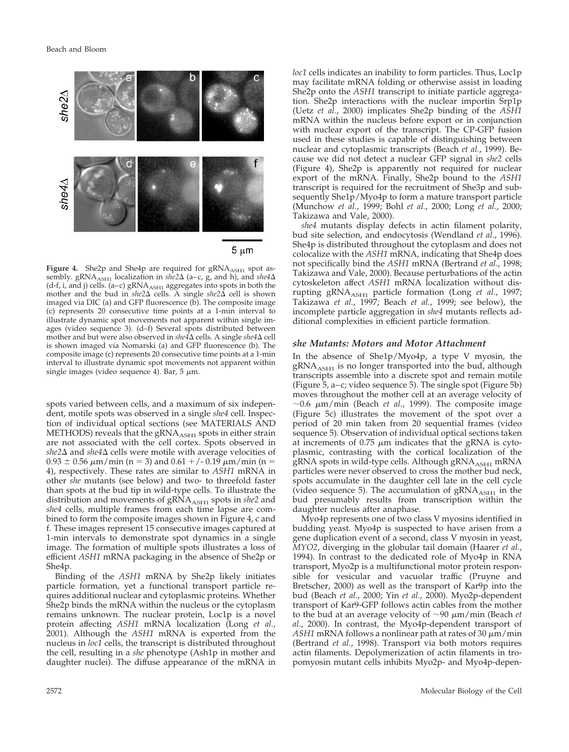**Figure 4.** She2p and She4p are required for $gRNA_{ASH1}$ spot assembly. $gRNA_{ASH1}$ localization in *she2*Δ (a–c, g, and h), and *she4*Δ (d-f, i, and j) cells. (a–c) $gRNA_{ASH1}$ aggregates into spots in both the mother and the bud in *she2*Δ cells. A single *she2*Δ cell is shown imaged via DIC (a) and GFP fluorescence (b). The composite image (c) represents 20 consecutive time points at a 1-min interval to illustrate dynamic spot movements not apparent within single images (video sequence 3). (d–f) Several spots distributed between mother and but were also observed in *she4*Δ cells. A single *she4*Δ cell is shown imaged via Nomarski (a) and GFP fluorescence (b). The composite image (c) represents 20 consecutive time points at a 1-min interval to illustrate dynamic spot movements not apparent within single images (video sequence 4). Bar, 5 μm.

spots varied between cells, and a maximum of six independent, motile spots was observed in a single *she4* cell. Inspection of individual optical sections (see MATERIALS AND METHODS) reveals that the $gRNA_{ASH1}$ spots in either strain are not associated with the cell cortex. Spots observed in *she2*Δ and *she4*Δ cells were motile with average velocities of $0.93 \pm 0.56$ μm/min (n = 3) and 0.61 +/- 0.19 μm/min (n = 4), respectively. These rates are similar to *ASH1* mRNA in other *she* mutants (see below) and two- to threefold faster than spots at the bud tip in wild-type cells. To illustrate the distribution and movements of $gRNA_{ASH1}$ spots in *she2* and *she4* cells, multiple frames from each time lapse are combined to form the composite images shown in Figure 4, c and f. These images represent 15 consecutive images captured at 1-min intervals to demonstrate spot dynamics in a single image. The formation of multiple spots illustrates a loss of efficient *ASH1* mRNA packaging in the absence of She2p or She4p.

Binding of the *ASH1* mRNA by She2p likely initiates particle formation, yet a functional transport particle requires additional nuclear and cytoplasmic proteins. Whether She2p binds the mRNA within the nucleus or the cytoplasm remains unknown. The nuclear protein, Loc1p is a novel protein affecting *ASH1* mRNA localization (Long *et al.*, 2001). Although the *ASH1* mRNA is exported from the nucleus in *loc1* cells, the transcript is distributed throughout the cell, resulting in a *she* phenotype (Ash1p in mother and daughter nuclei). The diffuse appearance of the mRNA in *loc1* cells indicates an inability to form particles. Thus, Loc1p may facilitate mRNA folding or otherwise assist in loading She2p onto the *ASH1* transcript to initiate particle aggregation. She2p interactions with the nuclear importin Srp1p (Uetz *et al.*, 2000) implicates She2p binding of the *ASH1* mRNA within the nucleus before export or in conjunction with nuclear export of the transcript. The CP-GFP fusion used in these studies is capable of distinguishing between nuclear and cytoplasmic transcripts (Beach *et al.*, 1999). Because we did not detect a nuclear GFP signal in *she2* cells (Figure 4), She2p is apparently not required for nuclear export of the mRNA. Finally, She2p bound to the *ASH1* transcript is required for the recruitment of She3p and subsequently She1p/Myo4p to form a mature transport particle (Munchow *et al.*, 1999; Bohl *et al.*, 2000; Long *et al.*, 2000; Takizawa and Vale, 2000).

*she4* mutants display defects in actin filament polarity, bud site selection, and endocytosis (Wendland *et al.*, 1996). She4p is distributed throughout the cytoplasm and does not colocalize with the *ASH1* mRNA, indicating that She4p does not specifically bind the *ASH1* mRNA (Bertrand *et al.*, 1998; Takizawa and Vale, 2000). Because perturbations of the actin cytoskeleton affect *ASH1* mRNA localization without disrupting $gRNA_{ASH1}$ particle formation (Long *et al.*, 1997; Takizawa *et al.*, 1997; Beach *et al.*, 1999; see below), the incomplete particle aggregation in *she4* mutants reflects additional complexities in efficient particle formation.

### *she* Mutants: Motors and Motor Attachment

In the absence of She1p/Myo4p, a type V myosin, the $gRNA_{ASH1}$ is no longer transported into the bud, although transcripts assemble into a discrete spot and remain motile (Figure 5, a–c; video sequence 5). The single spot (Figure 5b) moves throughout the mother cell at an average velocity of ~0.6 μm/min (Beach *et al.*, 1999). The composite image (Figure 5c) illustrates the movement of the spot over a period of 20 min taken from 20 sequential frames (video sequence 5). Observation of individual optical sections taken at increments of 0.75 μm indicates that the gRNA is cytoplasmic, contrasting with the cortical localization of the gRNA spots in wild-type cells. Although $gRNA_{ASH1}$ mRNA particles were never observed to cross the mother bud neck, spots accumulate in the daughter cell late in the cell cycle (video sequence 5). The accumulation of $gRNA_{ASH1}$ in the bud presumably results from transcription within the daughter nucleus after anaphase.

Myo4p represents one of two class V myosins identified in budding yeast. Myo4p is suspected to have arisen from a gene duplication event of a second, class V myosin in yeast, *MYO2*, diverging in the globular tail domain (Haarer *et al.*, 1994). In contrast to the dedicated role of Myo4p in RNA transport, Myo2p is a multifunctional motor protein responsible for vesicular and vacuolar traffic (Pruyne and Bretscher, 2000) as well as the transport of Kar9p into the bud (Beach *et al.*, 2000; Yin *et al.*, 2000). Myo2p-dependent transport of Kar9-GFP follows actin cables from the mother to the bud at an average velocity of ~90 μm/min (Beach *et al.*, 2000). In contrast, the Myo4p-dependent transport of *ASH1* mRNA follows a nonlinear path at rates of 30 μm/min (Bertrand *et al.*, 1998). Transport via both motors requires actin filaments. Depolymerization of actin filaments in tropomyosin mutant cells inhibits Myo2p- and Myo4p-depen-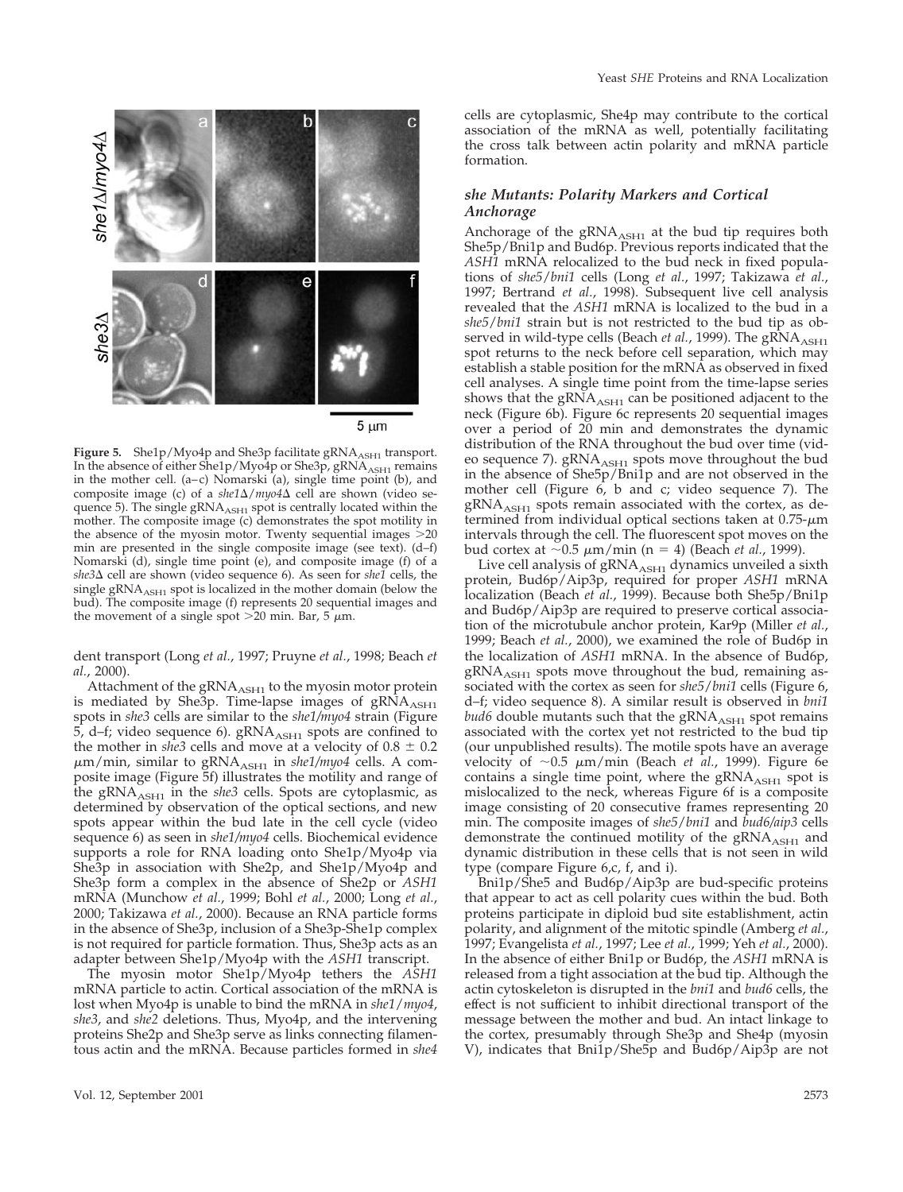**Figure 5.** She1p/Myo4p and She3p facilitate $gRNA_{ASH1}$ transport. In the absence of either She1p/Myo4p or She3p, $gRNA_{ASH1}$ remains in the mother cell. (a–c) Nomarski (a), single time point (b), and composite image (c) of a *she1Δ/myo4Δ* cell are shown (video sequence 5). The single $gRNA_{ASH1}$ spot is centrally located within the mother. The composite image (c) demonstrates the spot motility in the absence of the myosin motor. Twenty sequential images >20 min are presented in the single composite image (see text). (d–f) Nomarski (d), single time point (e), and composite image (f) of a *she3Δ* cell are shown (video sequence 6). As seen for *she1* cells, the single $gRNA_{ASH1}$ spot is localized in the mother domain (below the bud). The composite image (f) represents 20 sequential images and the movement of a single spot >20 min. Bar, 5 μm.

dent transport (Long *et al.*, 1997; Pruyne *et al.*, 1998; Beach *et al.*, 2000).

Attachment of the $gRNA_{ASH1}$ to the myosin motor protein is mediated by She3p. Time-lapse images of $gRNA_{ASH1}$ spots in *she3* cells are similar to the *she1/myo4* strain (Figure 5, d–f; video sequence 6). $gRNA_{ASH1}$ spots are confined to the mother in *she3* cells and move at a velocity of $0.8 \pm 0.2$ μm/min, similar to $gRNA_{ASH1}$ in *she1/myo4* cells. A composite image (Figure 5f) illustrates the motility and range of the $gRNA_{ASH1}$ in the *she3* cells. Spots are cytoplasmic, as determined by observation of the optical sections, and new spots appear within the bud late in the cell cycle (video sequence 6) as seen in *she1/myo4* cells. Biochemical evidence supports a role for RNA loading onto She1p/Myo4p via She3p in association with She2p, and She1p/Myo4p and She3p form a complex in the absence of She2p or *ASH1* mRNA (Munchow *et al.*, 1999; Bohl *et al.*, 2000; Long *et al.*, 2000; Takizawa *et al.*, 2000). Because an RNA particle forms in the absence of She3p, inclusion of a She3p-She1p complex is not required for particle formation. Thus, She3p acts as an adapter between She1p/Myo4p with the *ASH1* transcript.

The myosin motor She1p/Myo4p tethers the *ASH1* mRNA particle to actin. Cortical association of the mRNA is lost when Myo4p is unable to bind the mRNA in *she1/myo4*, *she3*, and *she2* deletions. Thus, Myo4p, and the intervening proteins She2p and She3p serve as links connecting filamentous actin and the mRNA. Because particles formed in *she4* cells are cytoplasmic, She4p may contribute to the cortical association of the mRNA as well, potentially facilitating the cross talk between actin polarity and mRNA particle formation.

### *she* Mutants: Polarity Markers and Cortical Anchorage

Anchorage of the $gRNA_{ASH1}$ at the bud tip requires both She5p/Bni1p and Bud6p. Previous reports indicated that the *ASH1* mRNA relocalized to the bud neck in fixed populations of *she5/bni1* cells (Long *et al.*, 1997; Takizawa *et al.*, 1997; Bertrand *et al.*, 1998). Subsequent live cell analysis revealed that the *ASH1* mRNA is localized to the bud in a *she5/bni1* strain but is not restricted to the bud tip as observed in wild-type cells (Beach *et al.*, 1999). The $gRNA_{ASH1}$ spot returns to the neck before cell separation, which may establish a stable position for the mRNA as observed in fixed cell analyses. A single time point from the time-lapse series shows that the $gRNA_{ASH1}$ can be positioned adjacent to the neck (Figure 6b). Figure 6c represents 20 sequential images over a period of 20 min and demonstrates the dynamic distribution of the RNA throughout the bud over time (video sequence 7). $gRNA_{ASH1}$ spots move throughout the bud in the absence of She5p/Bni1p and are not observed in the mother cell (Figure 6, b and c; video sequence 7). The $gRNA_{ASH1}$ spots remain associated with the cortex, as determined from individual optical sections taken at 0.75-μm intervals through the cell. The fluorescent spot moves on the bud cortex at ~0.5 μm/min ($n = 4$) (Beach *et al.*, 1999).

Live cell analysis of $gRNA_{ASH1}$ dynamics unveiled a sixth protein, Bud6p/Aip3p, required for proper *ASH1* mRNA localization (Beach *et al.*, 1999). Because both She5p/Bni1p and Bud6p/Aip3p are required to preserve cortical association of the microtubule anchor protein, Kar9p (Miller *et al.*, 1999; Beach *et al.*, 2000), we examined the role of Bud6p in the localization of *ASH1* mRNA. In the absence of Bud6p, $gRNA_{ASH1}$ spots move throughout the bud, remaining associated with the cortex as seen for *she5/bni1* cells (Figure 6, d–f; video sequence 8). A similar result is observed in *bni1 bud6* double mutants such that the $gRNA_{ASH1}$ spot remains associated with the cortex yet not restricted to the bud tip (our unpublished results). The motile spots have an average velocity of ~0.5 μm/min (Beach *et al.*, 1999). Figure 6e contains a single time point, where the $gRNA_{ASH1}$ spot is mislocalized to the neck, whereas Figure 6f is a composite image consisting of 20 consecutive frames representing 20 min. The composite images of *she5/bni1* and *bud6/aip3* cells demonstrate the continued motility of the $gRNA_{ASH1}$ and dynamic distribution in these cells that is not seen in wild type (compare Figure 6,c, f, and i).

Bni1p/She5 and Bud6p/Aip3p are bud-specific proteins that appear to act as cell polarity cues within the bud. Both proteins participate in diploid bud site establishment, actin polarity, and alignment of the mitotic spindle (Amberg *et al.*, 1997; Evangelista *et al.*, 1997; Lee *et al.*, 1999; Yeh *et al.*, 2000). In the absence of either Bni1p or Bud6p, the *ASH1* mRNA is released from a tight association at the bud tip. Although the actin cytoskeleton is disrupted in the *bni1* and *bud6* cells, the effect is not sufficient to inhibit directional transport of the message between the mother and bud. An intact linkage to the cortex, presumably through She3p and She4p (myosin V), indicates that Bni1p/She5p and Bud6p/Aip3p are not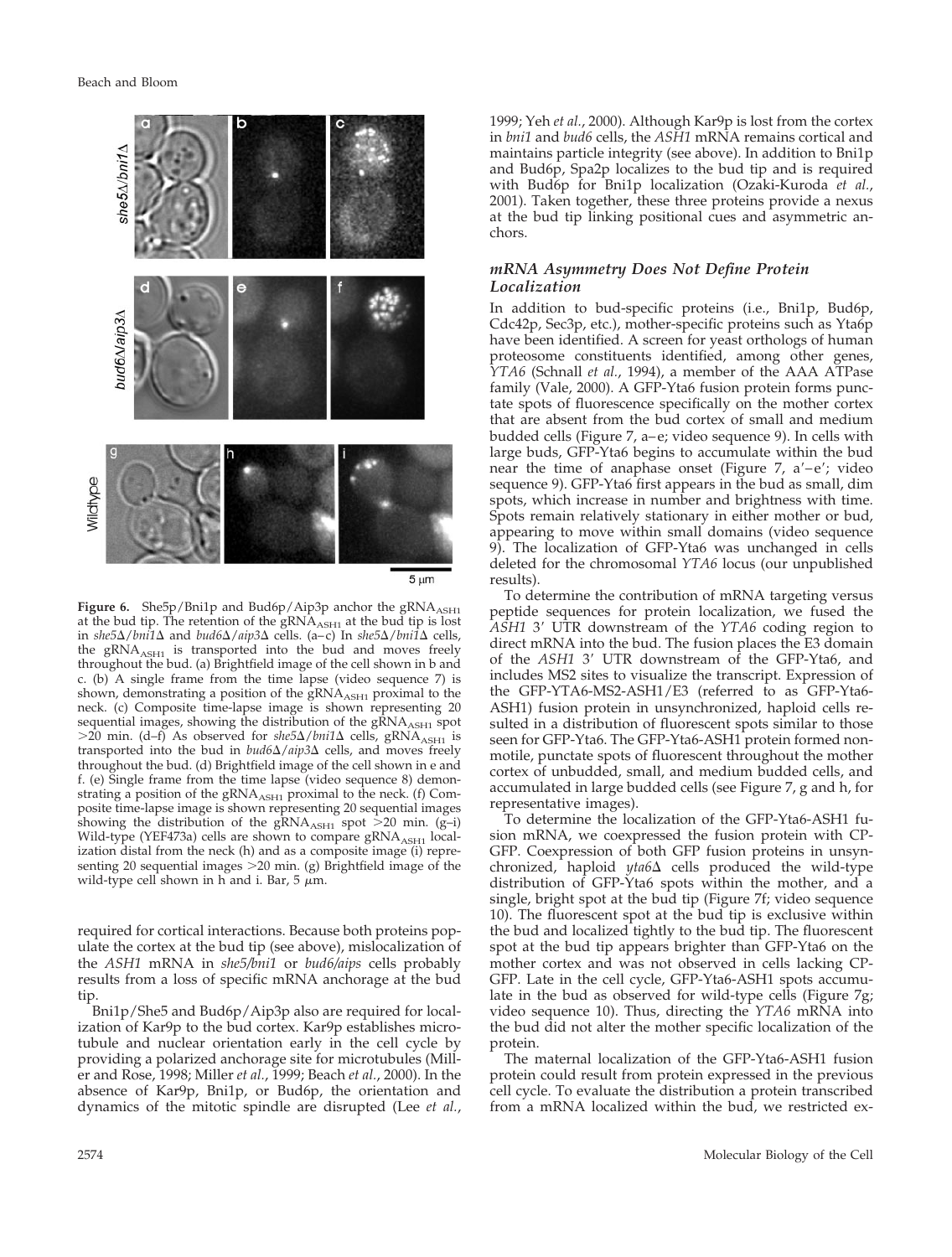**Figure 6.** She5p/Bni1p and Bud6p/Aip3p anchor the $gRNA_{ASH1}$ at the bud tip. The retention of the $gRNA_{ASH1}$ at the bud tip is lost in *she5Δ/bni1Δ* and *bud6Δ/aip3Δ* cells. (a–c) In *she5Δ/bni1Δ* cells, the $gRNA_{ASH1}$ is transported into the bud and moves freely throughout the bud. (a) Brightfield image of the cell shown in b and c. (b) A single frame from the time lapse (video sequence 7) is shown, demonstrating a position of the $gRNA_{ASH1}$ proximal to the neck. (c) Composite time-lapse image is shown representing 20 sequential images, showing the distribution of the $gRNA_{ASH1}$ spot >20 min. (d–f) As observed for *she5Δ/bni1Δ* cells, $gRNA_{ASH1}$ is transported into the bud in *bud6Δ/aip3Δ* cells, and moves freely throughout the bud. (d) Brightfield image of the cell shown in e and f. (e) Single frame from the time lapse (video sequence 8) demonstrating a position of the $gRNA_{ASH1}$ proximal to the neck. (f) Composite time-lapse image is shown representing 20 sequential images showing the distribution of the $gRNA_{ASH1}$ spot >20 min. (g–i) Wild-type (YEF473a) cells are shown to compare $gRNA_{ASH1}$ localization distal from the neck (h) and as a composite image (i) representing 20 sequential images >20 min. (g) Brightfield image of the wild-type cell shown in h and i. Bar, 5 μm.

required for cortical interactions. Because both proteins populate the cortex at the bud tip (see above), mislocalization of the *ASH1* mRNA in *she5/bni1* or *bud6/aips* cells probably results from a loss of specific mRNA anchorage at the bud tip.

Bni1p/She5 and Bud6p/Aip3p also are required for localization of Kar9p to the bud cortex. Kar9p establishes microtubule and nuclear orientation early in the cell cycle by providing a polarized anchorage site for microtubules (Miller and Rose, 1998; Miller *et al.*, 1999; Beach *et al.*, 2000). In the absence of Kar9p, Bni1p, or Bud6p, the orientation and dynamics of the mitotic spindle are disrupted (Lee *et al.*, 1999; Yeh *et al.*, 2000). Although Kar9p is lost from the cortex in *bni1* and *bud6* cells, the *ASH1* mRNA remains cortical and maintains particle integrity (see above). In addition to Bni1p and Bud6p, Spa2p localizes to the bud tip and is required with Bud6p for Bni1p localization (Ozaki-Kuroda *et al.*, 2001). Taken together, these three proteins provide a nexus at the bud tip linking positional cues and asymmetric anchors.

### mRNA Asymmetry Does Not Define Protein Localization

In addition to bud-specific proteins (i.e., Bni1p, Bud6p, Cdc42p, Sec3p, etc.), mother-specific proteins such as Yta6p have been identified. A screen for yeast orthologs of human proteosome constituents identified, among other genes, *YTA6* (Schnall *et al.*, 1994), a member of the AAA ATPase family (Vale, 2000). A GFP-Yta6 fusion protein forms punctate spots of fluorescence specifically on the mother cortex that are absent from the bud cortex of small and medium budded cells (Figure 7, a–e; video sequence 9). In cells with large buds, GFP-Yta6 begins to accumulate within the bud near the time of anaphase onset (Figure 7, a′–e′; video sequence 9). GFP-Yta6 first appears in the bud as small, dim spots, which increase in number and brightness with time. Spots remain relatively stationary in either mother or bud, appearing to move within small domains (video sequence 9). The localization of GFP-Yta6 was unchanged in cells deleted for the chromosomal *YTA6* locus (our unpublished results).

To determine the contribution of mRNA targeting versus peptide sequences for protein localization, we fused the *ASH1* 3′ UTR downstream of the *YTA6* coding region to direct mRNA into the bud. The fusion places the E3 domain of the *ASH1* 3′ UTR downstream of the GFP-Yta6, and includes MS2 sites to visualize the transcript. Expression of the GFP-YTA6-MS2-ASH1/E3 (referred to as GFP-Yta6-ASH1) fusion protein in unsynchronized, haploid cells resulted in a distribution of fluorescent spots similar to those seen for GFP-Yta6. The GFP-Yta6-ASH1 protein formed nonmotile, punctate spots of fluorescent throughout the mother cortex of unbudded, small, and medium budded cells, and accumulated in large budded cells (see Figure 7, g and h, for representative images).

To determine the localization of the GFP-Yta6-ASH1 fusion mRNA, we coexpressed the fusion protein with CP-GFP. Coexpression of both GFP fusion proteins in unsynchronized, haploid *yta6Δ* cells produced the wild-type distribution of GFP-Yta6 spots within the mother, and a single, bright spot at the bud tip (Figure 7f; video sequence 10). The fluorescent spot at the bud tip is exclusive within the bud and localized tightly to the bud tip. The fluorescent spot at the bud tip appears brighter than GFP-Yta6 on the mother cortex and was not observed in cells lacking CP-GFP. Late in the cell cycle, GFP-Yta6-ASH1 spots accumulate in the bud as observed for wild-type cells (Figure 7g; video sequence 10). Thus, directing the *YTA6* mRNA into the bud did not alter the mother specific localization of the protein.

The maternal localization of the GFP-Yta6-ASH1 fusion protein could result from protein expressed in the previous cell cycle. To evaluate the distribution a protein transcribed from a mRNA localized within the bud, we restricted ex-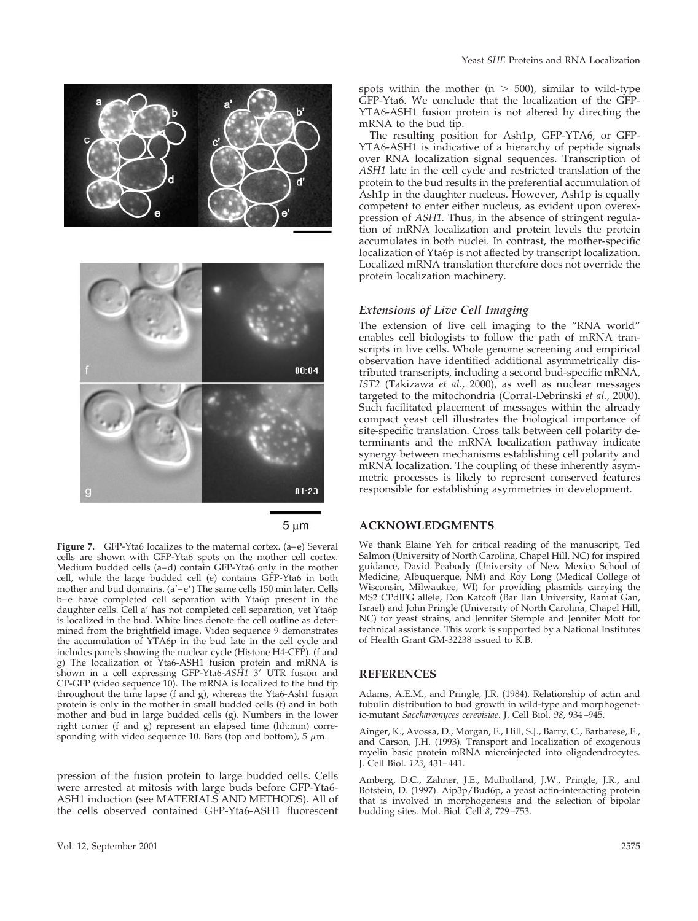**Figure 7.** GFP-Yta6 localizes to the maternal cortex. (a–e) Several cells are shown with GFP-Yta6 spots on the mother cell cortex. Medium budded cells (a–d) contain GFP-Yta6 only in the mother cell, while the large budded cell (e) contains GFP-Yta6 in both mother and bud domains. (a′–e′) The same cells 150 min later. Cells b–e have completed cell separation with Yta6p present in the daughter cells. Cell a′ has not completed cell separation, yet Yta6p is localized in the bud. White lines denote the cell outline as determined from the brightfield image. Video sequence 9 demonstrates the accumulation of YTA6p in the bud late in the cell cycle and includes panels showing the nuclear cycle (Histone H4-CFP). (f and g) The localization of Yta6-ASH1 fusion protein and mRNA is shown in a cell expressing GFP-Yta6-*ASH1* 3′ UTR fusion and CP-GFP (video sequence 10). The mRNA is localized to the bud tip throughout the time lapse (f and g), whereas the Yta6-Ash1 fusion protein is only in the mother in small budded cells (f) and in both mother and bud in large budded cells (g). Numbers in the lower right corner (f and g) represent an elapsed time (hh:mm) corresponding with video sequence 10. Bars (top and bottom), 5 μm.

pression of the fusion protein to large budded cells. Cells were arrested at mitosis with large buds before GFP-Yta6-ASH1 induction (see MATERIALS AND METHODS). All of the cells observed contained GFP-Yta6-ASH1 fluorescent spots within the mother ($n > 500$), similar to wild-type GFP-Yta6. We conclude that the localization of the GFP-YTA6-ASH1 fusion protein is not altered by directing the mRNA to the bud tip.

The resulting position for Ash1p, GFP-YTA6, or GFP-YTA6-ASH1 is indicative of a hierarchy of peptide signals over RNA localization signal sequences. Transcription of *ASH1* late in the cell cycle and restricted translation of the protein to the bud results in the preferential accumulation of Ash1p in the daughter nucleus. However, Ash1p is equally competent to enter either nucleus, as evident upon overexpression of *ASH1*. Thus, in the absence of stringent regulation of mRNA localization and protein levels the protein accumulates in both nuclei. In contrast, the mother-specific localization of Yta6p is not affected by transcript localization. Localized mRNA translation therefore does not override the protein localization machinery.

### *Extensions of Live Cell Imaging*

The extension of live cell imaging to the "RNA world" enables cell biologists to follow the path of mRNA transcripts in live cells. Whole genome screening and empirical observation have identified additional asymmetrically distributed transcripts, including a second bud-specific mRNA, *IST2* (Takizawa *et al.*, 2000), as well as nuclear messages targeted to the mitochondria (Corral-Debrinski *et al.*, 2000). Such facilitated placement of messages within the already compact yeast cell illustrates the biological importance of site-specific translation. Cross talk between cell polarity determinants and the mRNA localization pathway indicate synergy between mechanisms establishing cell polarity and mRNA localization. The coupling of these inherently asymmetric processes is likely to represent conserved features responsible for establishing asymmetries in development.

## ACKNOWLEDGMENTS

We thank Elaine Yeh for critical reading of the manuscript, Ted Salmon (University of North Carolina, Chapel Hill, NC) for inspired guidance, David Peabody (University of New Mexico School of Medicine, Albuquerque, NM) and Roy Long (Medical College of Wisconsin, Milwaukee, WI) for providing plasmids carrying the MS2 CPdlFG allele, Don Katcoff (Bar Ilan University, Ramat Gan, Israel) and John Pringle (University of North Carolina, Chapel Hill, NC) for yeast strains, and Jennifer Stemple and Jennifer Mott for technical assistance. This work is supported by a National Institutes of Health Grant GM-32238 issued to K.B.

## REFERENCES

Adams, A.E.M., and Pringle, J.R. (1984). Relationship of actin and tubulin distribution to bud growth in wild-type and morphogenetic-mutant *Saccharomyces cerevisiae*. J. Cell Biol. *98*, 934–945.

Ainger, K., Avossa, D., Morgan, F., Hill, S.J., Barry, C., Barbarese, E., and Carson, J.H. (1993). Transport and localization of exogenous myelin basic protein mRNA microinjected into oligodendrocytes. J. Cell Biol. *123*, 431–441.

Amberg, D.C., Zahner, J.E., Mulholland, J.W., Pringle, J.R., and Botstein, D. (1997). Aip3p/Bud6p, a yeast actin-interacting protein that is involved in morphogenesis and the selection of bipolar budding sites. Mol. Biol. Cell *8*, 729–753.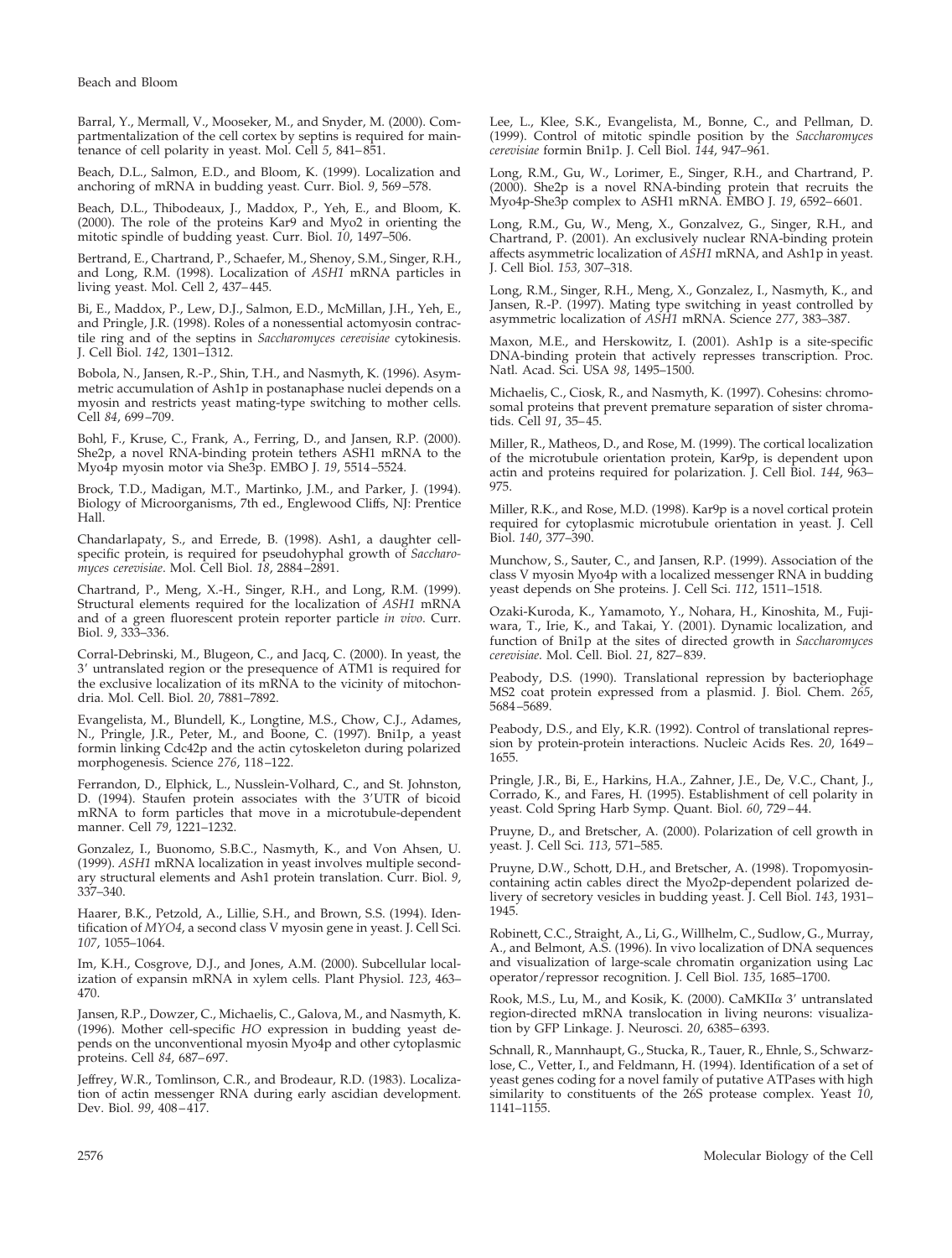Barral, Y., Mermall, V., Mooseker, M., and Snyder, M. (2000). Compartmentalization of the cell cortex by septins is required for maintenance of cell polarity in yeast. Mol. Cell *5*, 841–851.

Beach, D.L., Salmon, E.D., and Bloom, K. (1999). Localization and anchoring of mRNA in budding yeast. Curr. Biol. *9*, 569–578.

Beach, D.L., Thibodeaux, J., Maddox, P., Yeh, E., and Bloom, K. (2000). The role of the proteins Kar9 and Myo2 in orienting the mitotic spindle of budding yeast. Curr. Biol. *10*, 1497–506.

Bertrand, E., Chartrand, P., Schaefer, M., Shenoy, S.M., Singer, R.H., and Long, R.M. (1998). Localization of *ASH1* mRNA particles in living yeast. Mol. Cell *2*, 437–445.

Bi, E., Maddox, P., Lew, D.J., Salmon, E.D., McMillan, J.H., Yeh, E., and Pringle, J.R. (1998). Roles of a nonessential actomyosin contractile ring and of the septins in *Saccharomyces cerevisiae* cytokinesis. J. Cell Biol. *142*, 1301–1312.

Bobola, N., Jansen, R.-P., Shin, T.H., and Nasmyth, K. (1996). Asymmetric accumulation of Ash1p in postanaphase nuclei depends on a myosin and restricts yeast mating-type switching to mother cells. Cell *84*, 699–709.

Bohl, F., Kruse, C., Frank, A., Ferring, D., and Jansen, R.P. (2000). She2p, a novel RNA-binding protein tethers ASH1 mRNA to the Myo4p myosin motor via She3p. EMBO J. *19*, 5514–5524.

Brock, T.D., Madigan, M.T., Martinko, J.M., and Parker, J. (1994). Biology of Microorganisms, 7th ed., Englewood Cliffs, NJ: Prentice Hall.

Chandarlapaty, S., and Errede, B. (1998). Ash1, a daughter cell-specific protein, is required for pseudohyphal growth of *Saccharomyces cerevisiae*. Mol. Cell Biol. *18*, 2884–2891.

Chartrand, P., Meng, X.-H., Singer, R.H., and Long, R.M. (1999). Structural elements required for the localization of *ASH1* mRNA and of a green fluorescent protein reporter particle *in vivo*. Curr. Biol. *9*, 333–336.

Corral-Debrinski, M., Blugeon, C., and Jacq, C. (2000). In yeast, the 3′ untranslated region or the presequence of ATM1 is required for the exclusive localization of its mRNA to the vicinity of mitochondria. Mol. Cell. Biol. *20*, 7881–7892.

Evangelista, M., Blundell, K., Longtine, M.S., Chow, C.J., Adames, N., Pringle, J.R., Peter, M., and Boone, C. (1997). Bni1p, a yeast formin linking Cdc42p and the actin cytoskeleton during polarized morphogenesis. Science *276*, 118–122.

Ferrandon, D., Elphick, L., Nusslein-Volhard, C., and St. Johnston, D. (1994). Staufen protein associates with the 3′UTR of bicoid mRNA to form particles that move in a microtubule-dependent manner. Cell *79*, 1221–1232.

Gonzalez, I., Buonomo, S.B.C., Nasmyth, K., and Von Ahsen, U. (1999). *ASH1* mRNA localization in yeast involves multiple secondary structural elements and Ash1 protein translation. Curr. Biol. *9*, 337–340.

Haarer, B.K., Petzold, A., Lillie, S.H., and Brown, S.S. (1994). Identification of *MYO4*, a second class V myosin gene in yeast. J. Cell Sci. *107*, 1055–1064.

Im, K.H., Cosgrove, D.J., and Jones, A.M. (2000). Subcellular localization of expansin mRNA in xylem cells. Plant Physiol. *123*, 463–470.

Jansen, R.P., Dowzer, C., Michaelis, C., Galova, M., and Nasmyth, K. (1996). Mother cell-specific *HO* expression in budding yeast depends on the unconventional myosin Myo4p and other cytoplasmic proteins. Cell *84*, 687–697.

Jeffrey, W.R., Tomlinson, C.R., and Brodeaur, R.D. (1983). Localization of actin messenger RNA during early ascidian development. Dev. Biol. *99*, 408–417.

Lee, L., Klee, S.K., Evangelista, M., Bonne, C., and Pellman, D. (1999). Control of mitotic spindle position by the *Saccharomyces cerevisiae* formin Bni1p. J. Cell Biol. *144*, 947–961.

Long, R.M., Gu, W., Lorimer, E., Singer, R.H., and Chartrand, P. (2000). She2p is a novel RNA-binding protein that recruits the Myo4p-She3p complex to ASH1 mRNA. EMBO J. *19*, 6592–6601.

Long, R.M., Gu, W., Meng, X., Gonzalvez, G., Singer, R.H., and Chartrand, P. (2001). An exclusively nuclear RNA-binding protein affects asymmetric localization of *ASH1* mRNA, and Ash1p in yeast. J. Cell Biol. *153,* 307–318.

Long, R.M., Singer, R.H., Meng, X., Gonzalez, I., Nasmyth, K., and Jansen, R.-P. (1997). Mating type switching in yeast controlled by asymmetric localization of *ASH1* mRNA. Science *277*, 383–387.

Maxon, M.E., and Herskowitz, I. (2001). Ash1p is a site-specific DNA-binding protein that actively represses transcription. Proc. Natl. Acad. Sci. USA *98*, 1495–1500.

Michaelis, C., Ciosk, R., and Nasmyth, K. (1997). Cohesins: chromosomal proteins that prevent premature separation of sister chromatids. Cell *91*, 35–45.

Miller, R., Matheos, D., and Rose, M. (1999). The cortical localization of the microtubule orientation protein, Kar9p, is dependent upon actin and proteins required for polarization. J. Cell Biol. *144*, 963–975.

Miller, R.K., and Rose, M.D. (1998). Kar9p is a novel cortical protein required for cytoplasmic microtubule orientation in yeast. J. Cell Biol. *140*, 377–390.

Munchow, S., Sauter, C., and Jansen, R.P. (1999). Association of the class V myosin Myo4p with a localized messenger RNA in budding yeast depends on She proteins. J. Cell Sci. *112*, 1511–1518.

Ozaki-Kuroda, K., Yamamoto, Y., Nohara, H., Kinoshita, M., Fujiwara, T., Irie, K., and Takai, Y. (2001). Dynamic localization, and function of Bni1p at the sites of directed growth in *Saccharomyces cerevisiae*. Mol. Cell. Biol. *21*, 827–839.

Peabody, D.S. (1990). Translational repression by bacteriophage MS2 coat protein expressed from a plasmid. J. Biol. Chem. *265*, 5684–5689.

Peabody, D.S., and Ely, K.R. (1992). Control of translational repression by protein-protein interactions. Nucleic Acids Res. *20*, 1649–1655.

Pringle, J.R., Bi, E., Harkins, H.A., Zahner, J.E., De, V.C., Chant, J., Corrado, K., and Fares, H. (1995). Establishment of cell polarity in yeast. Cold Spring Harb Symp. Quant. Biol. *60*, 729–44.

Pruyne, D., and Bretscher, A. (2000). Polarization of cell growth in yeast. J. Cell Sci. *113*, 571–585.

Pruyne, D.W., Schott, D.H., and Bretscher, A. (1998). Tropomyosin-containing actin cables direct the Myo2p-dependent polarized delivery of secretory vesicles in budding yeast. J. Cell Biol. *143*, 1931–1945.

Robinett, C.C., Straight, A., Li, G., Willhelm, C., Sudlow, G., Murray, A., and Belmont, A.S. (1996). In vivo localization of DNA sequences and visualization of large-scale chromatin organization using Lac operator/repressor recognition. J. Cell Biol. *135*, 1685–1700.

Rook, M.S., Lu, M., and Kosik, K. (2000). CaMKIIα 3′ untranslated region-directed mRNA translocation in living neurons: visualization by GFP Linkage. J. Neurosci. *20*, 6385–6393.

Schnall, R., Mannhaupt, G., Stucka, R., Tauer, R., Ehnle, S., Schwarzlose, C., Vetter, I., and Feldmann, H. (1994). Identification of a set of yeast genes coding for a novel family of putative ATPases with high similarity to constituents of the 26S protease complex. Yeast *10*, 1141–1155.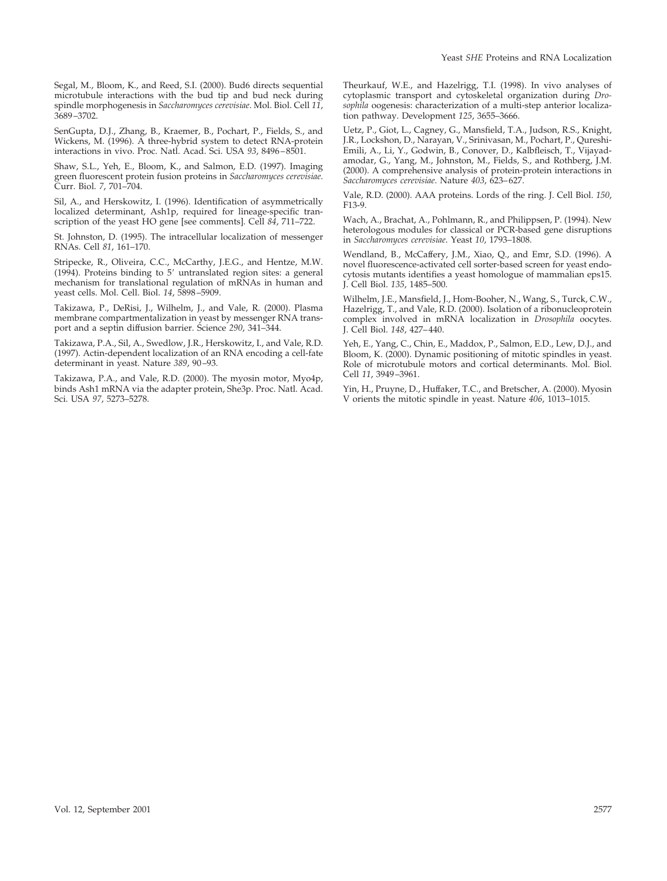Segal, M., Bloom, K., and Reed, S.I. (2000). Bud6 directs sequential microtubule interactions with the bud tip and bud neck during spindle morphogenesis in *Saccharomyces cerevisiae*. Mol. Biol. Cell *11*, 3689–3702.

SenGupta, D.J., Zhang, B., Kraemer, B., Pochart, P., Fields, S., and Wickens, M. (1996). A three-hybrid system to detect RNA-protein interactions in vivo. Proc. Natl. Acad. Sci. USA *93*, 8496–8501.

Shaw, S.L., Yeh, E., Bloom, K., and Salmon, E.D. (1997). Imaging green fluorescent protein fusion proteins in *Saccharomyces cerevisiae*. Curr. Biol. *7*, 701–704.

Sil, A., and Herskowitz, I. (1996). Identification of asymmetrically localized determinant, Ash1p, required for lineage-specific transcription of the yeast HO gene [see comments]. Cell *84*, 711–722.

St. Johnston, D. (1995). The intracellular localization of messenger RNAs. Cell *81*, 161–170.

Stripecke, R., Oliveira, C.C., McCarthy, J.E.G., and Hentze, M.W. (1994). Proteins binding to 5′ untranslated region sites: a general mechanism for translational regulation of mRNAs in human and yeast cells. Mol. Cell. Biol. *14*, 5898–5909.

Takizawa, P., DeRisi, J., Wilhelm, J., and Vale, R. (2000). Plasma membrane compartmentalization in yeast by messenger RNA transport and a septin diffusion barrier. Science *290*, 341–344.

Takizawa, P.A., Sil, A., Swedlow, J.R., Herskowitz, I., and Vale, R.D. (1997). Actin-dependent localization of an RNA encoding a cell-fate determinant in yeast. Nature *389*, 90–93.

Takizawa, P.A., and Vale, R.D. (2000). The myosin motor, Myo4p, binds Ash1 mRNA via the adapter protein, She3p. Proc. Natl. Acad. Sci. USA *97*, 5273–5278.

Theurkauf, W.E., and Hazelrigg, T.I. (1998). In vivo analyses of cytoplasmic transport and cytoskeletal organization during *Drosophila* oogenesis: characterization of a multi-step anterior localization pathway. Development *125*, 3655–3666.

Uetz, P., Giot, L., Cagney, G., Mansfield, T.A., Judson, R.S., Knight, J.R., Lockshon, D., Narayan, V., Srinivasan, M., Pochart, P., Qureshi-Emili, A., Li, Y., Godwin, B., Conover, D., Kalbfleisch, T., Vijayadamodar, G., Yang, M., Johnston, M., Fields, S., and Rothberg, J.M. (2000). A comprehensive analysis of protein-protein interactions in *Saccharomyces cerevisiae*. Nature *403*, 623–627.

Vale, R.D. (2000). AAA proteins. Lords of the ring. J. Cell Biol. *150*, F13-9.

Wach, A., Brachat, A., Pohlmann, R., and Philippsen, P. (1994). New heterologous modules for classical or PCR-based gene disruptions in *Saccharomyces cerevisiae*. Yeast *10*, 1793–1808.

Wendland, B., McCaffery, J.M., Xiao, Q., and Emr, S.D. (1996). A novel fluorescence-activated cell sorter-based screen for yeast endocytosis mutants identifies a yeast homologue of mammalian eps15. J. Cell Biol. *135*, 1485–500.

Wilhelm, J.E., Mansfield, J., Hom-Booher, N., Wang, S., Turck, C.W., Hazelrigg, T., and Vale, R.D. (2000). Isolation of a ribonucleoprotein complex involved in mRNA localization in *Drosophila* oocytes. J. Cell Biol. *148*, 427–440.

Yeh, E., Yang, C., Chin, E., Maddox, P., Salmon, E.D., Lew, D.J., and Bloom, K. (2000). Dynamic positioning of mitotic spindles in yeast. Role of microtubule motors and cortical determinants. Mol. Biol. Cell *11*, 3949–3961.

Yin, H., Pruyne, D., Huffaker, T.C., and Bretscher, A. (2000). Myosin V orients the mitotic spindle in yeast. Nature *406*, 1013–1015.